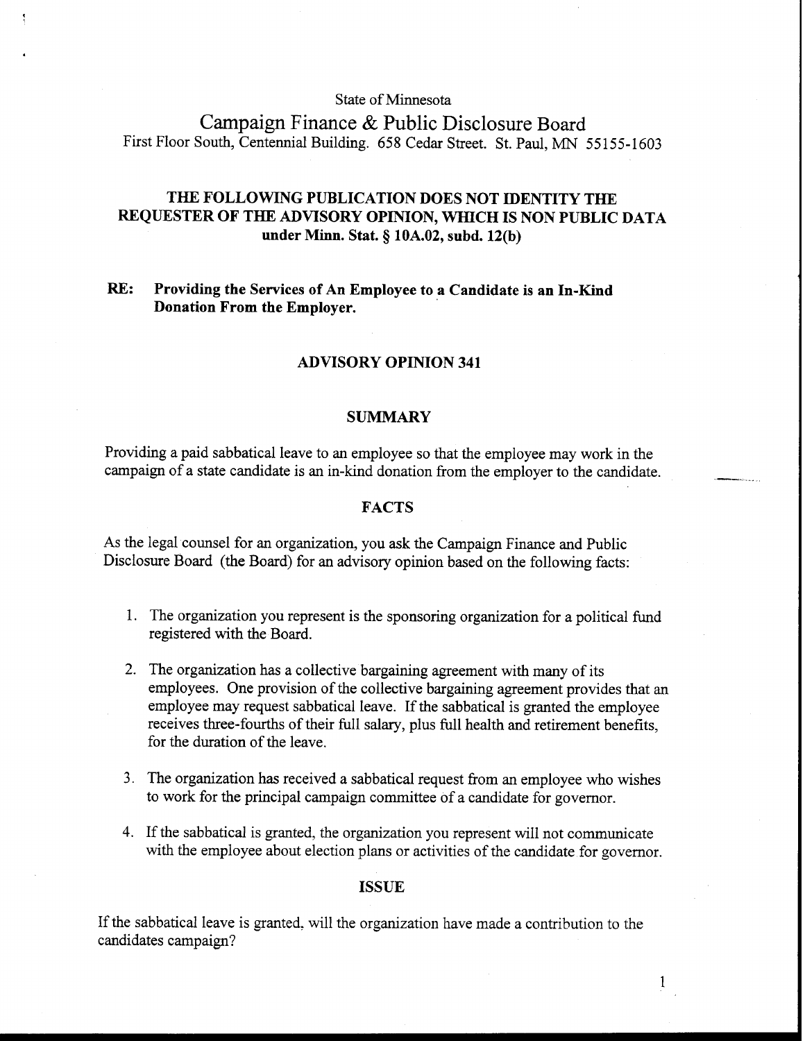State of Minnesota

# Campaign Finance & Public Disclosure Board

First Floor South, Centennial Building. 658 Cedar Street. St. Paul, MN 55155-1603

**THE FOLLOWING PUBLICATION DOES NOT IDENTITY THE REQUESTER OF THE ADVISORY OPINION, WHICH IS NON PUBLIC DATA under Minn. Stat. § 10A.02, subd. 12(b)**

**RE: Providing the Services of An Employee to a Candidate is an In-Kind Donation From the Employer.**

## ADVISORY OPINION 341

### SUMMARY

Providing a paid sabbatical leave to an employee so that the employee may work in the campaign of a state candidate is an in-kind donation from the employer to the candidate.

### FACTS

As the legal counsel for an organization, you ask the Campaign Finance and Public Disclosure Board (the Board) for an advisory opinion based on the following facts:

1. The organization you represent is the sponsoring organization for a political fund registered with the Board.
2. The organization has a collective bargaining agreement with many of its employees. One provision of the collective bargaining agreement provides that an employee may request sabbatical leave. If the sabbatical is granted the employee receives three-fourths of their full salary, plus full health and retirement benefits, for the duration of the leave.
3. The organization has received a sabbatical request from an employee who wishes to work for the principal campaign committee of a candidate for governor.
4. If the sabbatical is granted, the organization you represent will not communicate with the employee about election plans or activities of the candidate for governor.

### ISSUE

If the sabbatical leave is granted, will the organization have made a contribution to the candidates campaign?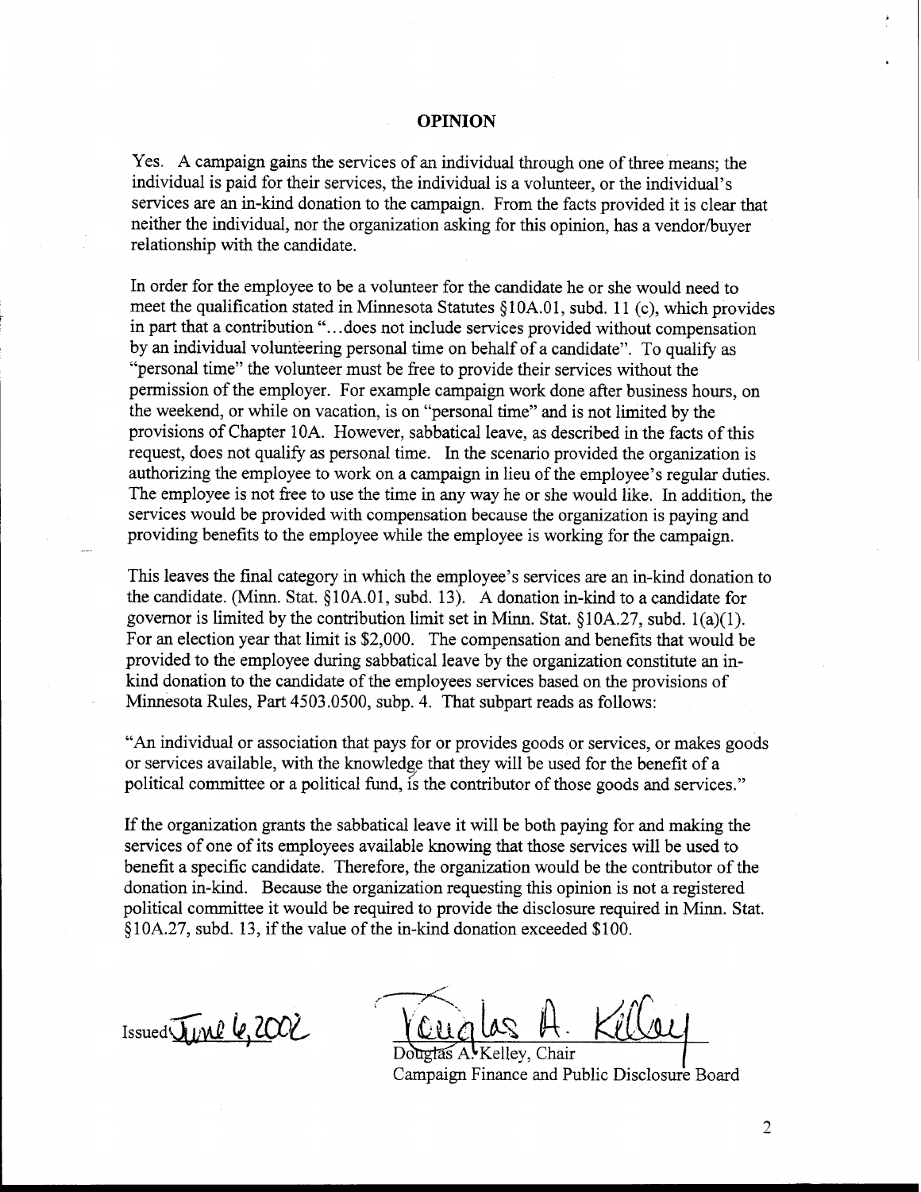## OPINION

Yes. A campaign gains the services of an individual through one of three means; the individual is paid for their services, the individual is a volunteer, or the individual's services are an in-kind donation to the campaign. From the facts provided it is clear that neither the individual, nor the organization asking for this opinion, has a vendor/buyer relationship with the candidate.

In order for the employee to be a volunteer for the candidate he or she would need to meet the qualification stated in Minnesota Statutes §10A.01, subd. 11 (c), which provides in part that a contribution "...does not include services provided without compensation by an individual volunteering personal time on behalf of a candidate". To qualify as "personal time" the volunteer must be free to provide their services without the permission of the employer. For example campaign work done after business hours, on the weekend, or while on vacation, is on "personal time" and is not limited by the provisions of Chapter 10A. However, sabbatical leave, as described in the facts of this request, does not qualify as personal time. In the scenario provided the organization is authorizing the employee to work on a campaign in lieu of the employee's regular duties. The employee is not free to use the time in any way he or she would like. In addition, the services would be provided with compensation because the organization is paying and providing benefits to the employee while the employee is working for the campaign.

This leaves the final category in which the employee's services are an in-kind donation to the candidate. (Minn. Stat. §10A.01, subd. 13). A donation in-kind to a candidate for governor is limited by the contribution limit set in Minn. Stat. §10A.27, subd. 1(a)(1). For an election year that limit is $2,000. The compensation and benefits that would be provided to the employee during sabbatical leave by the organization constitute an in-kind donation to the candidate of the employees services based on the provisions of Minnesota Rules, Part 4503.0500, subp. 4. That subpart reads as follows:

"An individual or association that pays for or provides goods or services, or makes goods or services available, with the knowledge that they will be used for the benefit of a political committee or a political fund, is the contributor of those goods and services."

If the organization grants the sabbatical leave it will be both paying for and making the services of one of its employees available knowing that those services will be used to benefit a specific candidate. Therefore, the organization would be the contributor of the donation in-kind. Because the organization requesting this opinion is not a registered political committee it would be required to provide the disclosure required in Minn. Stat. §10A.27, subd. 13, if the value of the in-kind donation exceeded $100.

Issued June 6, 2002

Douglas A. Kelley, Chair
Campaign Finance and Public Disclosure Board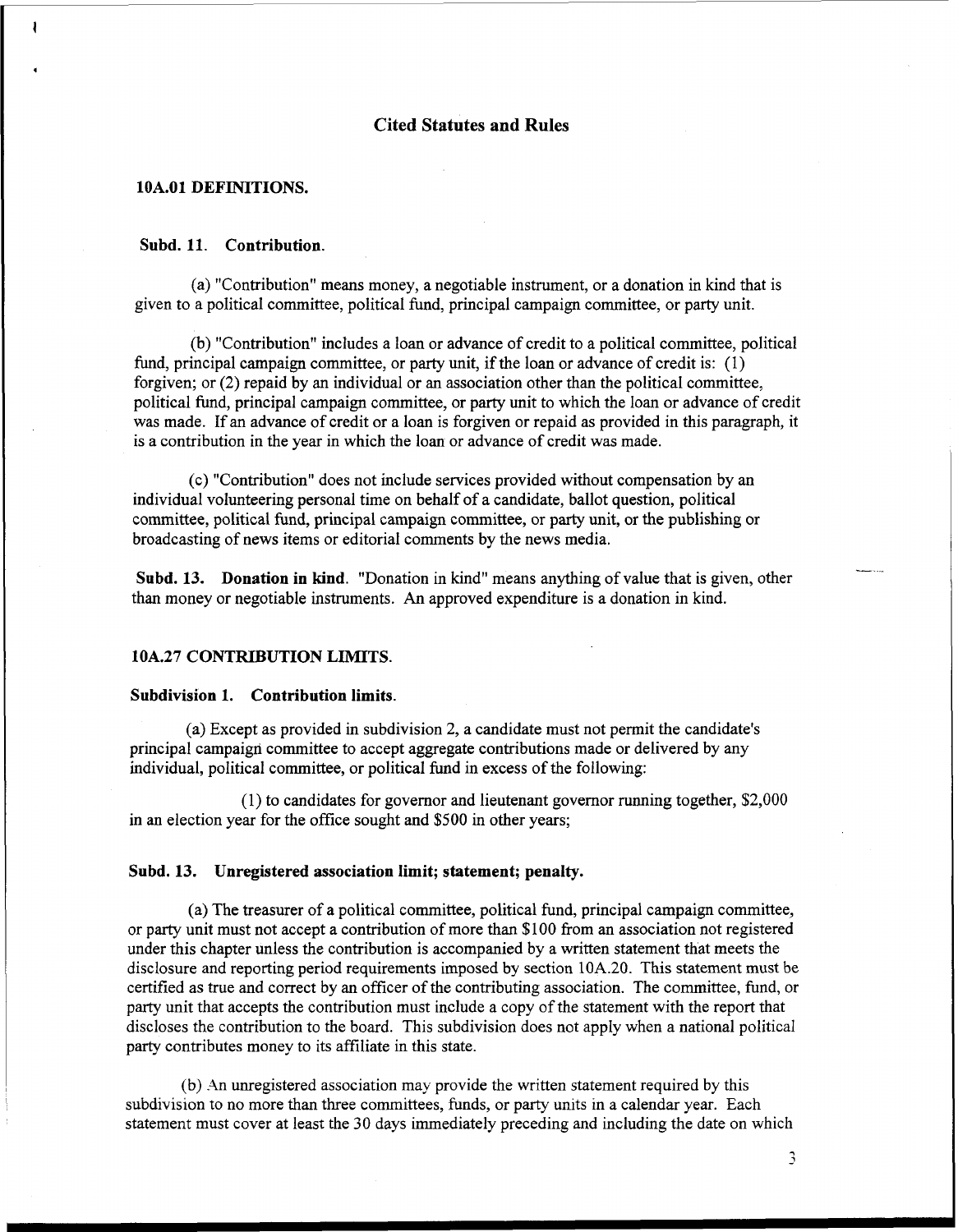## Cited Statutes and Rules

### 10A.01 DEFINITIONS.

**Subd. 11. Contribution.**

(a) "Contribution" means money, a negotiable instrument, or a donation in kind that is given to a political committee, political fund, principal campaign committee, or party unit.

(b) "Contribution" includes a loan or advance of credit to a political committee, political fund, principal campaign committee, or party unit, if the loan or advance of credit is: (1) forgiven; or (2) repaid by an individual or an association other than the political committee, political fund, principal campaign committee, or party unit to which the loan or advance of credit was made. If an advance of credit or a loan is forgiven or repaid as provided in this paragraph, it is a contribution in the year in which the loan or advance of credit was made.

(c) "Contribution" does not include services provided without compensation by an individual volunteering personal time on behalf of a candidate, ballot question, political committee, political fund, principal campaign committee, or party unit, or the publishing or broadcasting of news items or editorial comments by the news media.

**Subd. 13. Donation in kind**. "Donation in kind" means anything of value that is given, other than money or negotiable instruments. An approved expenditure is a donation in kind.

### 10A.27 CONTRIBUTION LIMITS.

**Subdivision 1. Contribution limits.**

(a) Except as provided in subdivision 2, a candidate must not permit the candidate's principal campaign committee to accept aggregate contributions made or delivered by any individual, political committee, or political fund in excess of the following:

(1) to candidates for governor and lieutenant governor running together, $2,000 in an election year for the office sought and $500 in other years;

**Subd. 13. Unregistered association limit; statement; penalty.**

(a) The treasurer of a political committee, political fund, principal campaign committee, or party unit must not accept a contribution of more than $100 from an association not registered under this chapter unless the contribution is accompanied by a written statement that meets the disclosure and reporting period requirements imposed by section 10A.20. This statement must be certified as true and correct by an officer of the contributing association. The committee, fund, or party unit that accepts the contribution must include a copy of the statement with the report that discloses the contribution to the board. This subdivision does not apply when a national political party contributes money to its affiliate in this state.

(b) An unregistered association may provide the written statement required by this subdivision to no more than three committees, funds, or party units in a calendar year. Each statement must cover at least the 30 days immediately preceding and including the date on which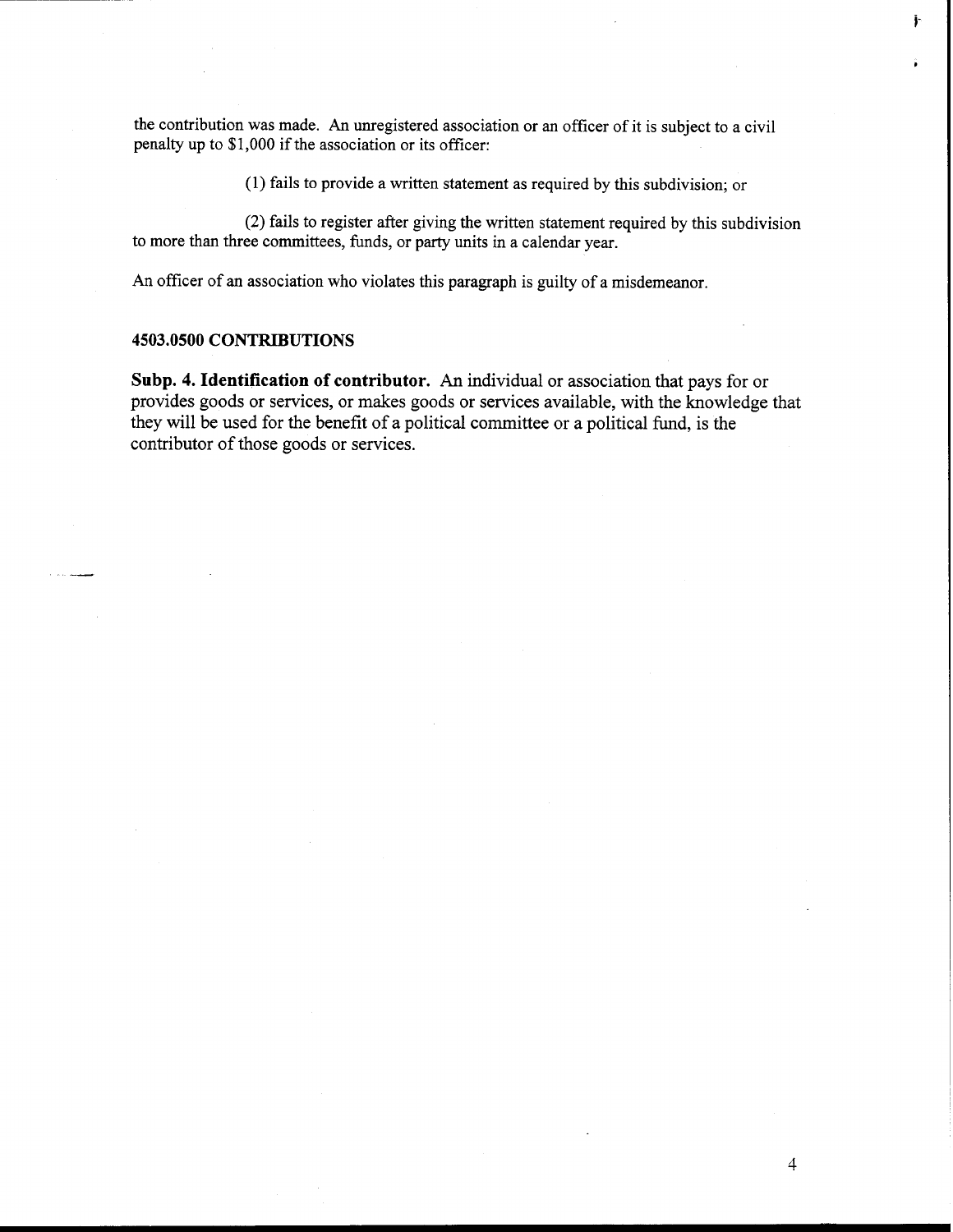the contribution was made. An unregistered association or an officer of it is subject to a civil penalty up to $1,000 if the association or its officer:

(1) fails to provide a written statement as required by this subdivision; or

(2) fails to register after giving the written statement required by this subdivision to more than three committees, funds, or party units in a calendar year.

An officer of an association who violates this paragraph is guilty of a misdemeanor.

**4503.0500 CONTRIBUTIONS**

**Subp. 4. Identification of contributor.** An individual or association that pays for or provides goods or services, or makes goods or services available, with the knowledge that they will be used for the benefit of a political committee or a political fund, is the contributor of those goods or services.